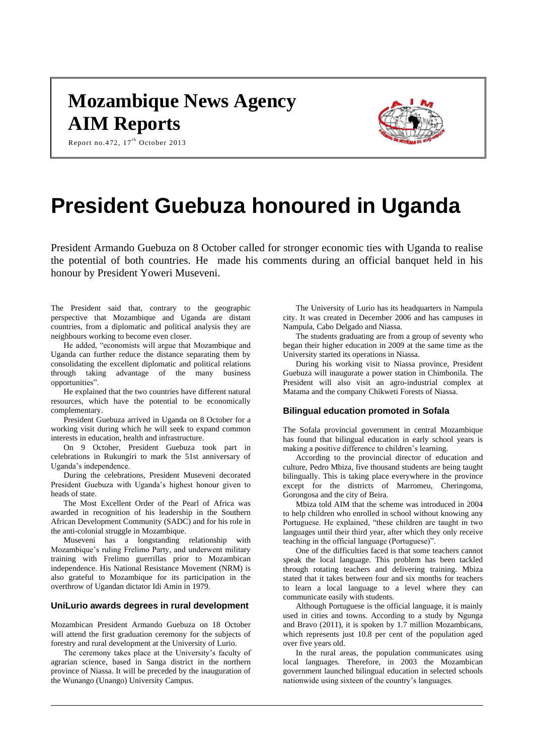# Mozambique News Agency

# AIM Reports

Report no.472, 17th October 2013

# President Guebuza honoured in Uganda

President Armando Guebuza on 8 October called for stronger economic ties with Uganda to realise the potential of both countries. He made his comments during an official banquet held in his honour by President Yoweri Museveni.

The President said that, contrary to the geographic perspective that Mozambique and Uganda are distant countries, from a diplomatic and political analysis they are neighbours working to become even closer.

He added, "economists will argue that Mozambique and Uganda can further reduce the distance separating them by consolidating the excellent diplomatic and political relations through taking advantage of the many business opportunities".

He explained that the two countries have different natural resources, which have the potential to be economically complementary.

President Guebuza arrived in Uganda on 8 October for a working visit during which he will seek to expand common interests in education, health and infrastructure.

On 9 October, President Guebuza took part in celebrations in Rukungiri to mark the 51st anniversary of Uganda's independence.

During the celebrations, President Museveni decorated President Guebuza with Uganda's highest honour given to heads of state.

The Most Excellent Order of the Pearl of Africa was awarded in recognition of his leadership in the Southern African Development Community (SADC) and for his role in the anti-colonial struggle in Mozambique.

Museveni has a longstanding relationship with Mozambique's ruling Frelimo Party, and underwent military training with Frelimo guerrillas prior to Mozambican independence. His National Resistance Movement (NRM) is also grateful to Mozambique for its participation in the overthrow of Ugandan dictator Idi Amin in 1979.

### UniLurio awards degrees in rural development

Mozambican President Armando Guebuza on 18 October will attend the first graduation ceremony for the subjects of forestry and rural development at the University of Lurio.

The ceremony takes place at the University's faculty of agrarian science, based in Sanga district in the northern province of Niassa. It will be preceded by the inauguration of the Wunango (Unango) University Campus.

The University of Lurio has its headquarters in Nampula city. It was created in December 2006 and has campuses in Nampula, Cabo Delgado and Niassa.

The students graduating are from a group of seventy who began their higher education in 2009 at the same time as the University started its operations in Niassa.

During his working visit to Niassa province, President Guebuza will inaugurate a power station in Chimbonila. The President will also visit an agro-industrial complex at Matama and the company Chikweti Forests of Niassa.

### Bilingual education promoted in Sofala

The Sofala provincial government in central Mozambique has found that bilingual education in early school years is making a positive difference to children's learning.

According to the provincial director of education and culture, Pedro Mbiza, five thousand students are being taught bilingually. This is taking place everywhere in the province except for the districts of Marromeu, Cheringoma, Gorongosa and the city of Beira.

Mbiza told AIM that the scheme was introduced in 2004 to help children who enrolled in school without knowing any Portuguese. He explained, "these children are taught in two languages until their third year, after which they only receive teaching in the official language (Portuguese)".

One of the difficulties faced is that some teachers cannot speak the local language. This problem has been tackled through rotating teachers and delivering training. Mbiza stated that it takes between four and six months for teachers to learn a local language to a level where they can communicate easily with students.

Although Portuguese is the official language, it is mainly used in cities and towns. According to a study by Ngunga and Bravo (2011), it is spoken by 1.7 million Mozambicans, which represents just 10.8 per cent of the population aged over five years old.

In the rural areas, the population communicates using local languages. Therefore, in 2003 the Mozambican government launched bilingual education in selected schools nationwide using sixteen of the country's languages.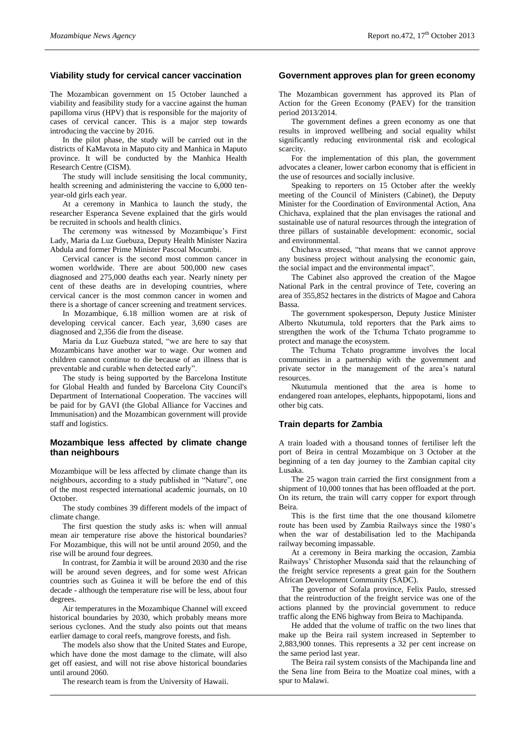## Viability study for cervical cancer vaccination

The Mozambican government on 15 October launched a viability and feasibility study for a vaccine against the human papilloma virus (HPV) that is responsible for the majority of cases of cervical cancer. This is a major step towards introducing the vaccine by 2016.

In the pilot phase, the study will be carried out in the districts of KaMavota in Maputo city and Manhica in Maputo province. It will be conducted by the Manhica Health Research Centre (CISM).

The study will include sensitising the local community, health screening and administering the vaccine to 6,000 ten-year-old girls each year.

At a ceremony in Manhica to launch the study, the researcher Esperanca Sevene explained that the girls would be recruited in schools and health clinics.

The ceremony was witnessed by Mozambique's First Lady, Maria da Luz Guebuza, Deputy Health Minister Nazira Abdula and former Prime Minister Pascoal Mocumbi.

Cervical cancer is the second most common cancer in women worldwide. There are about 500,000 new cases diagnosed and 275,000 deaths each year. Nearly ninety per cent of these deaths are in developing countries, where cervical cancer is the most common cancer in women and there is a shortage of cancer screening and treatment services.

In Mozambique, 6.18 million women are at risk of developing cervical cancer. Each year, 3,690 cases are diagnosed and 2,356 die from the disease.

Maria da Luz Guebuza stated, "we are here to say that Mozambicans have another war to wage. Our women and children cannot continue to die because of an illness that is preventable and curable when detected early".

The study is being supported by the Barcelona Institute for Global Health and funded by Barcelona City Council's Department of International Cooperation. The vaccines will be paid for by GAVI (the Global Alliance for Vaccines and Immunisation) and the Mozambican government will provide staff and logistics.

## Mozambique less affected by climate change than neighbours

Mozambique will be less affected by climate change than its neighbours, according to a study published in "Nature", one of the most respected international academic journals, on 10 October.

The study combines 39 different models of the impact of climate change.

The first question the study asks is: when will annual mean air temperature rise above the historical boundaries? For Mozambique, this will not be until around 2050, and the rise will be around four degrees.

In contrast, for Zambia it will be around 2030 and the rise will be around seven degrees, and for some west African countries such as Guinea it will be before the end of this decade - although the temperature rise will be less, about four degrees.

Air temperatures in the Mozambique Channel will exceed historical boundaries by 2030, which probably means more serious cyclones. And the study also points out that means earlier damage to coral reefs, mangrove forests, and fish.

The models also show that the United States and Europe, which have done the most damage to the climate, will also get off easiest, and will not rise above historical boundaries until around 2060.

The research team is from the University of Hawaii.

## Government approves plan for green economy

The Mozambican government has approved its Plan of Action for the Green Economy (PAEV) for the transition period 2013/2014.

The government defines a green economy as one that results in improved wellbeing and social equality whilst significantly reducing environmental risk and ecological scarcity.

For the implementation of this plan, the government advocates a cleaner, lower carbon economy that is efficient in the use of resources and socially inclusive.

Speaking to reporters on 15 October after the weekly meeting of the Council of Ministers (Cabinet), the Deputy Minister for the Coordination of Environmental Action, Ana Chichava, explained that the plan envisages the rational and sustainable use of natural resources through the integration of three pillars of sustainable development: economic, social and environmental.

Chichava stressed, "that means that we cannot approve any business project without analysing the economic gain, the social impact and the environmental impact".

The Cabinet also approved the creation of the Magoe National Park in the central province of Tete, covering an area of 355,852 hectares in the districts of Magoe and Cahora Bassa.

The government spokesperson, Deputy Justice Minister Alberto Nkutumula, told reporters that the Park aims to strengthen the work of the Tchuma Tchato programme to protect and manage the ecosystem.

The Tchuma Tchato programme involves the local communities in a partnership with the government and private sector in the management of the area's natural resources.

Nkutumula mentioned that the area is home to endangered roan antelopes, elephants, hippopotami, lions and other big cats.

## Train departs for Zambia

A train loaded with a thousand tonnes of fertiliser left the port of Beira in central Mozambique on 3 October at the beginning of a ten day journey to the Zambian capital city Lusaka.

The 25 wagon train carried the first consignment from a shipment of 10,000 tonnes that has been offloaded at the port. On its return, the train will carry copper for export through Beira.

This is the first time that the one thousand kilometre route has been used by Zambia Railways since the 1980's when the war of destabilisation led to the Machipanda railway becoming impassable.

At a ceremony in Beira marking the occasion, Zambia Railways' Christopher Musonda said that the relaunching of the freight service represents a great gain for the Southern African Development Community (SADC).

The governor of Sofala province, Felix Paulo, stressed that the reintroduction of the freight service was one of the actions planned by the provincial government to reduce traffic along the EN6 highway from Beira to Machipanda.

He added that the volume of traffic on the two lines that make up the Beira rail system increased in September to 2,883,900 tonnes. This represents a 32 per cent increase on the same period last year.

The Beira rail system consists of the Machipanda line and the Sena line from Beira to the Moatize coal mines, with a spur to Malawi.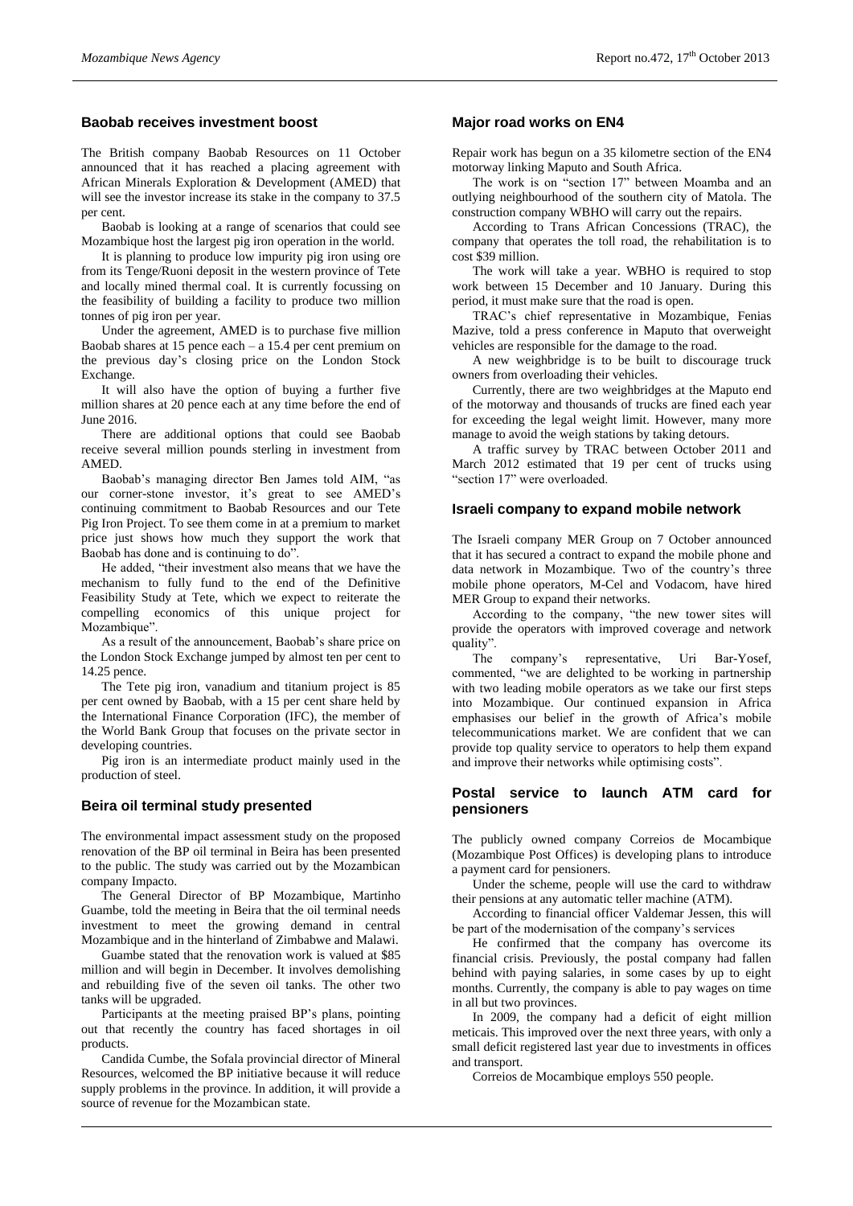## Baobab receives investment boost

The British company Baobab Resources on 11 October announced that it has reached a placing agreement with African Minerals Exploration & Development (AMED) that will see the investor increase its stake in the company to 37.5 per cent.

Baobab is looking at a range of scenarios that could see Mozambique host the largest pig iron operation in the world.

It is planning to produce low impurity pig iron using ore from its Tenge/Ruoni deposit in the western province of Tete and locally mined thermal coal. It is currently focussing on the feasibility of building a facility to produce two million tonnes of pig iron per year.

Under the agreement, AMED is to purchase five million Baobab shares at 15 pence each – a 15.4 per cent premium on the previous day's closing price on the London Stock Exchange.

It will also have the option of buying a further five million shares at 20 pence each at any time before the end of June 2016.

There are additional options that could see Baobab receive several million pounds sterling in investment from AMED.

Baobab's managing director Ben James told AIM, "as our corner-stone investor, it's great to see AMED's continuing commitment to Baobab Resources and our Tete Pig Iron Project. To see them come in at a premium to market price just shows how much they support the work that Baobab has done and is continuing to do".

He added, "their investment also means that we have the mechanism to fully fund to the end of the Definitive Feasibility Study at Tete, which we expect to reiterate the compelling economics of this unique project for Mozambique".

As a result of the announcement, Baobab's share price on the London Stock Exchange jumped by almost ten per cent to 14.25 pence.

The Tete pig iron, vanadium and titanium project is 85 per cent owned by Baobab, with a 15 per cent share held by the International Finance Corporation (IFC), the member of the World Bank Group that focuses on the private sector in developing countries.

Pig iron is an intermediate product mainly used in the production of steel.

## Beira oil terminal study presented

The environmental impact assessment study on the proposed renovation of the BP oil terminal in Beira has been presented to the public. The study was carried out by the Mozambican company Impacto.

The General Director of BP Mozambique, Martinho Guambe, told the meeting in Beira that the oil terminal needs investment to meet the growing demand in central Mozambique and in the hinterland of Zimbabwe and Malawi.

Guambe stated that the renovation work is valued at $85 million and will begin in December. It involves demolishing and rebuilding five of the seven oil tanks. The other two tanks will be upgraded.

Participants at the meeting praised BP's plans, pointing out that recently the country has faced shortages in oil products.

Candida Cumbe, the Sofala provincial director of Mineral Resources, welcomed the BP initiative because it will reduce supply problems in the province. In addition, it will provide a source of revenue for the Mozambican state.

## Major road works on EN4

Repair work has begun on a 35 kilometre section of the EN4 motorway linking Maputo and South Africa.

The work is on "section 17" between Moamba and an outlying neighbourhood of the southern city of Matola. The construction company WBHO will carry out the repairs.

According to Trans African Concessions (TRAC), the company that operates the toll road, the rehabilitation is to cost $39 million.

The work will take a year. WBHO is required to stop work between 15 December and 10 January. During this period, it must make sure that the road is open.

TRAC's chief representative in Mozambique, Fenias Mazive, told a press conference in Maputo that overweight vehicles are responsible for the damage to the road.

A new weighbridge is to be built to discourage truck owners from overloading their vehicles.

Currently, there are two weighbridges at the Maputo end of the motorway and thousands of trucks are fined each year for exceeding the legal weight limit. However, many more manage to avoid the weigh stations by taking detours.

A traffic survey by TRAC between October 2011 and March 2012 estimated that 19 per cent of trucks using "section 17" were overloaded.

## Israeli company to expand mobile network

The Israeli company MER Group on 7 October announced that it has secured a contract to expand the mobile phone and data network in Mozambique. Two of the country's three mobile phone operators, M-Cel and Vodacom, have hired MER Group to expand their networks.

According to the company, "the new tower sites will provide the operators with improved coverage and network quality".

The company's representative, Uri Bar-Yosef, commented, "we are delighted to be working in partnership with two leading mobile operators as we take our first steps into Mozambique. Our continued expansion in Africa emphasises our belief in the growth of Africa's mobile telecommunications market. We are confident that we can provide top quality service to operators to help them expand and improve their networks while optimising costs".

## Postal service to launch ATM card for pensioners

The publicly owned company Correios de Mocambique (Mozambique Post Offices) is developing plans to introduce a payment card for pensioners.

Under the scheme, people will use the card to withdraw their pensions at any automatic teller machine (ATM).

According to financial officer Valdemar Jessen, this will be part of the modernisation of the company's services

He confirmed that the company has overcome its financial crisis. Previously, the postal company had fallen behind with paying salaries, in some cases by up to eight months. Currently, the company is able to pay wages on time in all but two provinces.

In 2009, the company had a deficit of eight million meticais. This improved over the next three years, with only a small deficit registered last year due to investments in offices and transport.

Correios de Mocambique employs 550 people.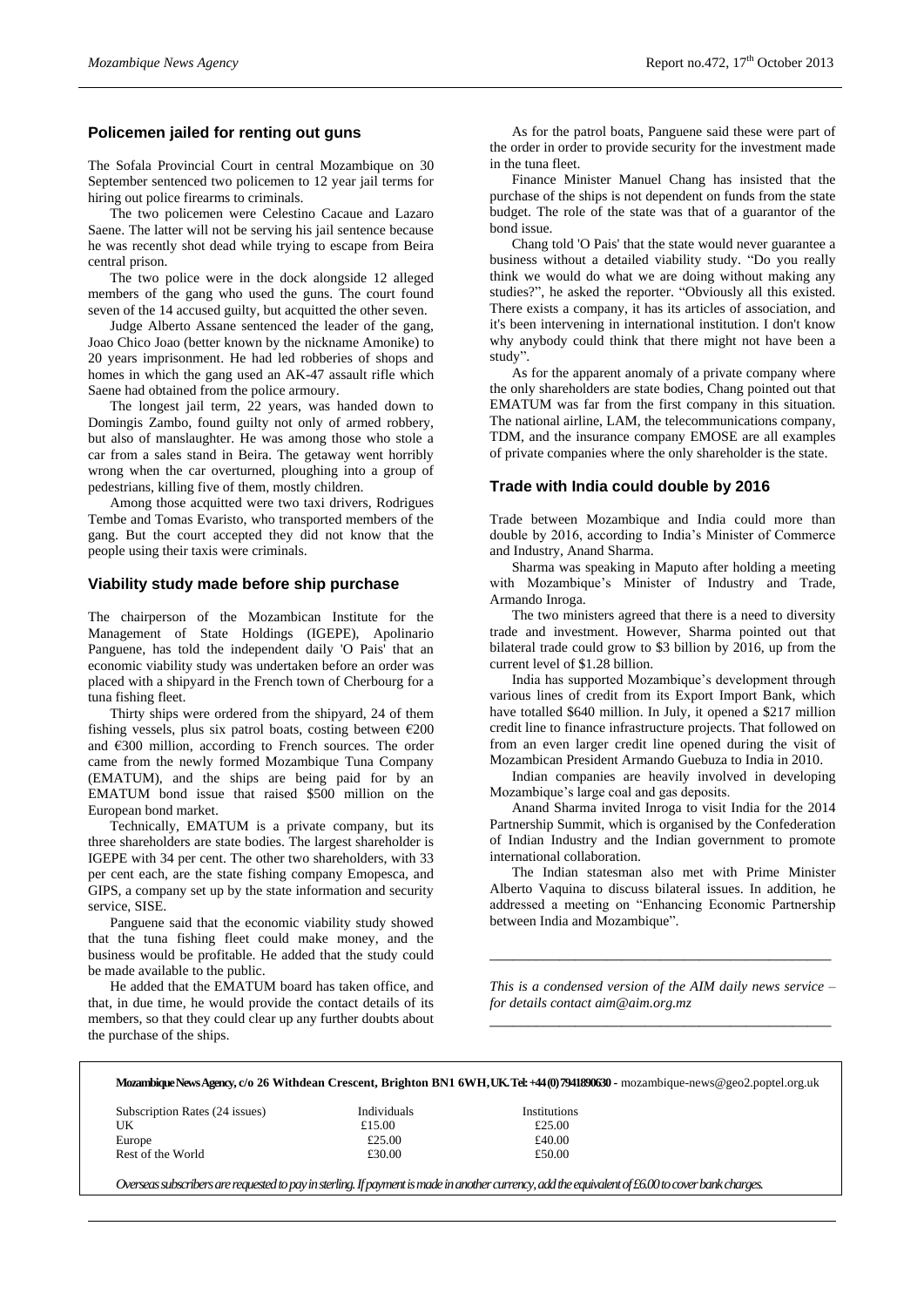## Policemen jailed for renting out guns

The Sofala Provincial Court in central Mozambique on 30 September sentenced two policemen to 12 year jail terms for hiring out police firearms to criminals.

The two policemen were Celestino Cacaue and Lazaro Saene. The latter will not be serving his jail sentence because he was recently shot dead while trying to escape from Beira central prison.

The two police were in the dock alongside 12 alleged members of the gang who used the guns. The court found seven of the 14 accused guilty, but acquitted the other seven.

Judge Alberto Assane sentenced the leader of the gang, Joao Chico Joao (better known by the nickname Amonike) to 20 years imprisonment. He had led robberies of shops and homes in which the gang used an AK-47 assault rifle which Saene had obtained from the police armoury.

The longest jail term, 22 years, was handed down to Domingis Zambo, found guilty not only of armed robbery, but also of manslaughter. He was among those who stole a car from a sales stand in Beira. The getaway went horribly wrong when the car overturned, ploughing into a group of pedestrians, killing five of them, mostly children.

Among those acquitted were two taxi drivers, Rodrigues Tembe and Tomas Evaristo, who transported members of the gang. But the court accepted they did not know that the people using their taxis were criminals.

## Viability study made before ship purchase

The chairperson of the Mozambican Institute for the Management of State Holdings (IGEPE), Apolinario Panguene, has told the independent daily 'O Pais' that an economic viability study was undertaken before an order was placed with a shipyard in the French town of Cherbourg for a tuna fishing fleet.

Thirty ships were ordered from the shipyard, 24 of them fishing vessels, plus six patrol boats, costing between €200 and €300 million, according to French sources. The order came from the newly formed Mozambique Tuna Company (EMATUM), and the ships are being paid for by an EMATUM bond issue that raised \$500 million on the European bond market.

Technically, EMATUM is a private company, but its three shareholders are state bodies. The largest shareholder is IGEPE with 34 per cent. The other two shareholders, with 33 per cent each, are the state fishing company Emopesca, and GIPS, a company set up by the state information and security service, SISE.

Panguene said that the economic viability study showed that the tuna fishing fleet could make money, and the business would be profitable. He added that the study could be made available to the public.

He added that the EMATUM board has taken office, and that, in due time, he would provide the contact details of its members, so that they could clear up any further doubts about the purchase of the ships.

As for the patrol boats, Panguene said these were part of the order in order to provide security for the investment made in the tuna fleet.

Finance Minister Manuel Chang has insisted that the purchase of the ships is not dependent on funds from the state budget. The role of the state was that of a guarantor of the bond issue.

Chang told 'O Pais' that the state would never guarantee a business without a detailed viability study. "Do you really think we would do what we are doing without making any studies?", he asked the reporter. "Obviously all this existed. There exists a company, it has its articles of association, and it's been intervening in international institution. I don't know why anybody could think that there might not have been a study".

As for the apparent anomaly of a private company where the only shareholders are state bodies, Chang pointed out that EMATUM was far from the first company in this situation. The national airline, LAM, the telecommunications company, TDM, and the insurance company EMOSE are all examples of private companies where the only shareholder is the state.

## Trade with India could double by 2016

Trade between Mozambique and India could more than double by 2016, according to India's Minister of Commerce and Industry, Anand Sharma.

Sharma was speaking in Maputo after holding a meeting with Mozambique's Minister of Industry and Trade, Armando Inroga.

The two ministers agreed that there is a need to diversity trade and investment. However, Sharma pointed out that bilateral trade could grow to \$3 billion by 2016, up from the current level of \$1.28 billion.

India has supported Mozambique's development through various lines of credit from its Export Import Bank, which have totalled \$640 million. In July, it opened a \$217 million credit line to finance infrastructure projects. That followed on from an even larger credit line opened during the visit of Mozambican President Armando Guebuza to India in 2010.

Indian companies are heavily involved in developing Mozambique's large coal and gas deposits.

Anand Sharma invited Inroga to visit India for the 2014 Partnership Summit, which is organised by the Confederation of Indian Industry and the Indian government to promote international collaboration.

The Indian statesman also met with Prime Minister Alberto Vaquina to discuss bilateral issues. In addition, he addressed a meeting on "Enhancing Economic Partnership between India and Mozambique".

---

*This is a condensed version of the AIM daily news service – for details contact aim@aim.org.mz*

---

**Mozambique News Agency, c/o 26 Withdean Crescent, Brighton BN1 6WH, UK. Tel: +44 (0) 7941890630 -** mozambique-news@geo2.poptel.org.uk

| Subscription Rates (24 issues) | Individuals | Institutions |
| --- | --- | --- |
| UK | £15.00 | £25.00 |
| Europe | £25.00 | £40.00 |
| Rest of the World | £30.00 | £50.00 |

*Overseas subscribers are requested to pay in sterling. If payment is made in another currency, add the equivalent of £6.00 to cover bank charges.*